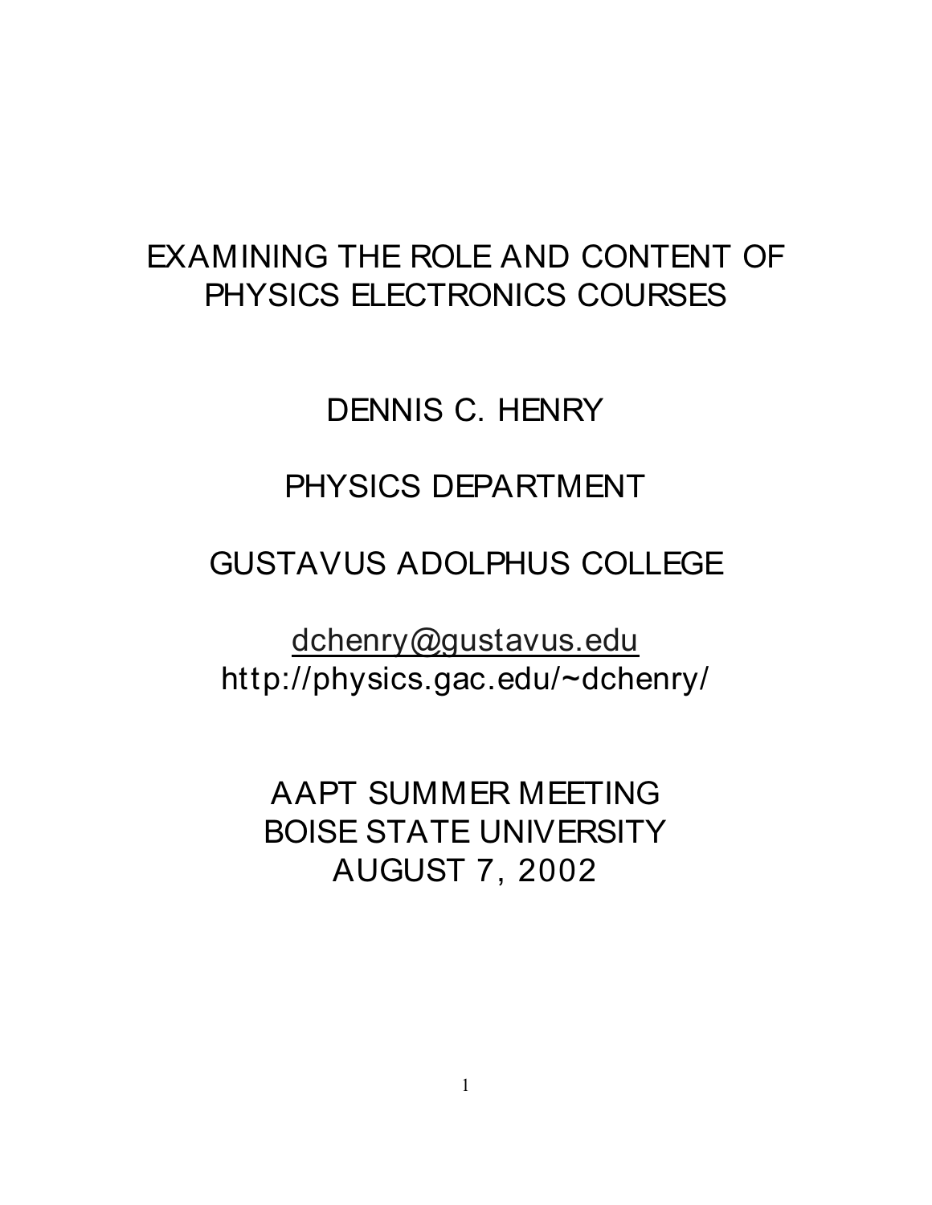# EXAMINING THE ROLE AND CONTENT OF PHYSICS ELECTRONICS COURSES

DENNIS C. HENRY

PHYSICS DEPARTMENT

GUSTAVUS ADOLPHUS COLLEGE

dchenry@gustavus.edu
http://physics.gac.edu/~dchenry/

AAPT SUMMER MEETING
BOISE STATE UNIVERSITY
AUGUST 7, 2002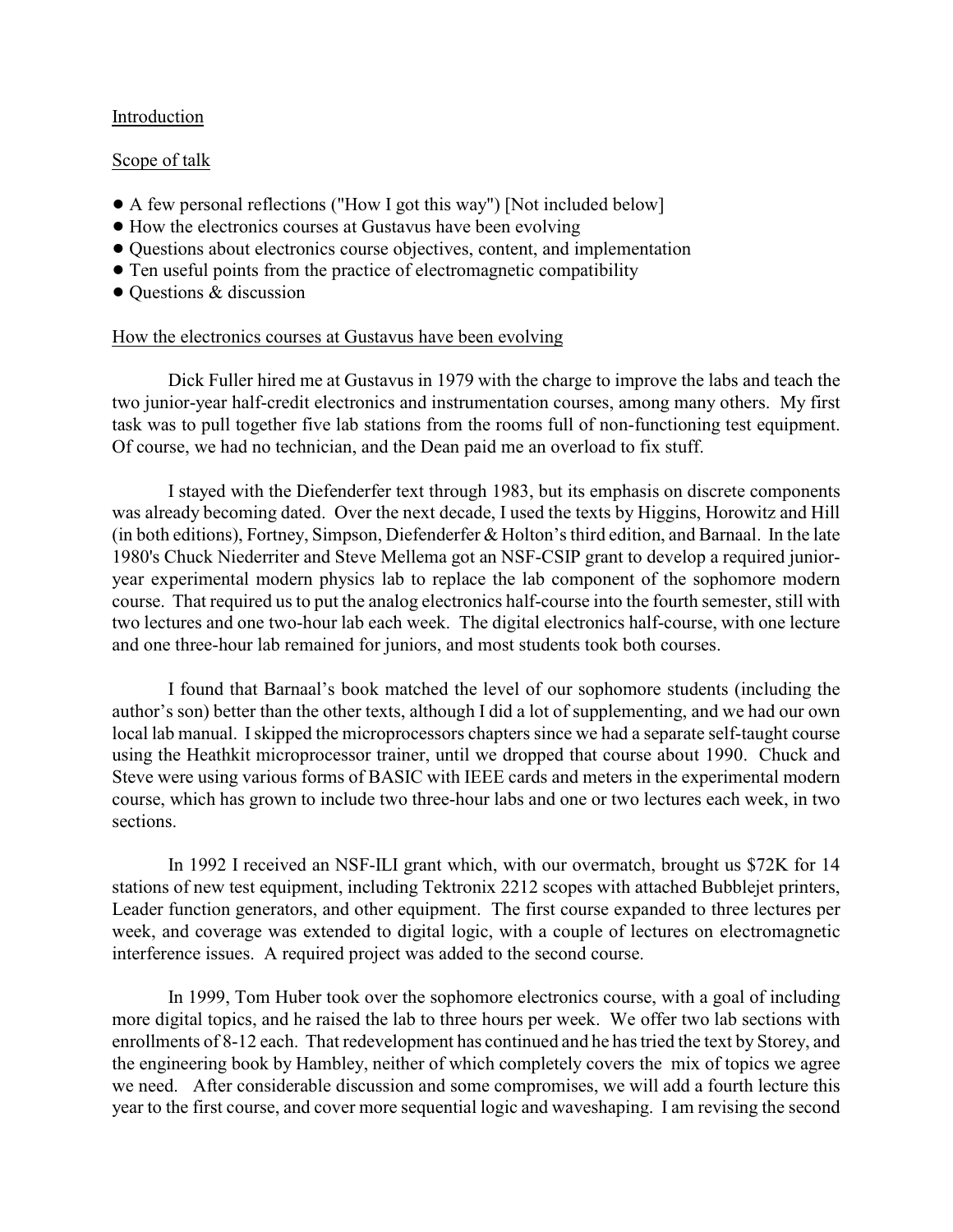## Introduction

## Scope of talk

- A few personal reflections ("How I got this way") [Not included below]
- How the electronics courses at Gustavus have been evolving
- Questions about electronics course objectives, content, and implementation
- Ten useful points from the practice of electromagnetic compatibility
- Questions & discussion

## How the electronics courses at Gustavus have been evolving

Dick Fuller hired me at Gustavus in 1979 with the charge to improve the labs and teach the two junior-year half-credit electronics and instrumentation courses, among many others. My first task was to pull together five lab stations from the rooms full of non-functioning test equipment. Of course, we had no technician, and the Dean paid me an overload to fix stuff.

I stayed with the Diefenderfer text through 1983, but its emphasis on discrete components was already becoming dated. Over the next decade, I used the texts by Higgins, Horowitz and Hill (in both editions), Fortney, Simpson, Diefenderfer & Holton's third edition, and Barnaal. In the late 1980's Chuck Niederriter and Steve Mellema got an NSF-CSIP grant to develop a required junior-year experimental modern physics lab to replace the lab component of the sophomore modern course. That required us to put the analog electronics half-course into the fourth semester, still with two lectures and one two-hour lab each week. The digital electronics half-course, with one lecture and one three-hour lab remained for juniors, and most students took both courses.

I found that Barnaal's book matched the level of our sophomore students (including the author's son) better than the other texts, although I did a lot of supplementing, and we had our own local lab manual. I skipped the microprocessors chapters since we had a separate self-taught course using the Heathkit microprocessor trainer, until we dropped that course about 1990. Chuck and Steve were using various forms of BASIC with IEEE cards and meters in the experimental modern course, which has grown to include two three-hour labs and one or two lectures each week, in two sections.

In 1992 I received an NSF-ILI grant which, with our overmatch, brought us $72K for 14 stations of new test equipment, including Tektronix 2212 scopes with attached Bubblejet printers, Leader function generators, and other equipment. The first course expanded to three lectures per week, and coverage was extended to digital logic, with a couple of lectures on electromagnetic interference issues. A required project was added to the second course.

In 1999, Tom Huber took over the sophomore electronics course, with a goal of including more digital topics, and he raised the lab to three hours per week. We offer two lab sections with enrollments of 8-12 each. That redevelopment has continued and he has tried the text by Storey, and the engineering book by Hambley, neither of which completely covers the mix of topics we agree we need. After considerable discussion and some compromises, we will add a fourth lecture this year to the first course, and cover more sequential logic and waveshaping. I am revising the second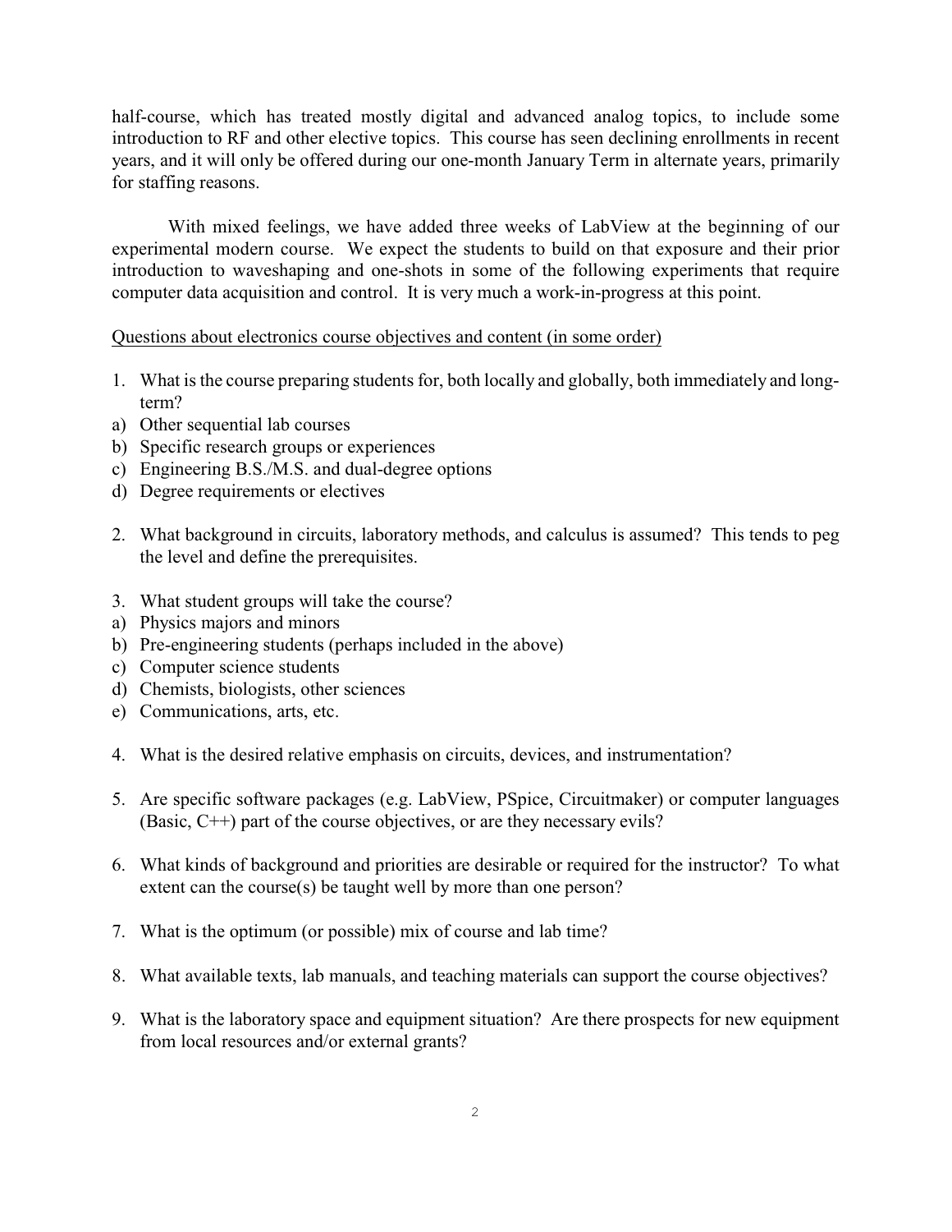half-course, which has treated mostly digital and advanced analog topics, to include some introduction to RF and other elective topics. This course has seen declining enrollments in recent years, and it will only be offered during our one-month January Term in alternate years, primarily for staffing reasons.

With mixed feelings, we have added three weeks of LabView at the beginning of our experimental modern course. We expect the students to build on that exposure and their prior introduction to waveshaping and one-shots in some of the following experiments that require computer data acquisition and control. It is very much a work-in-progress at this point.

<u>Questions about electronics course objectives and content (in some order)</u>

1. What is the course preparing students for, both locally and globally, both immediately and long-term?
   a) Other sequential lab courses
   b) Specific research groups or experiences
   c) Engineering B.S./M.S. and dual-degree options
   d) Degree requirements or electives

2. What background in circuits, laboratory methods, and calculus is assumed? This tends to peg the level and define the prerequisites.

3. What student groups will take the course?
   a) Physics majors and minors
   b) Pre-engineering students (perhaps included in the above)
   c) Computer science students
   d) Chemists, biologists, other sciences
   e) Communications, arts, etc.

4. What is the desired relative emphasis on circuits, devices, and instrumentation?

5. Are specific software packages (e.g. LabView, PSpice, Circuitmaker) or computer languages (Basic, C++) part of the course objectives, or are they necessary evils?

6. What kinds of background and priorities are desirable or required for the instructor? To what extent can the course(s) be taught well by more than one person?

7. What is the optimum (or possible) mix of course and lab time?

8. What available texts, lab manuals, and teaching materials can support the course objectives?

9. What is the laboratory space and equipment situation? Are there prospects for new equipment from local resources and/or external grants?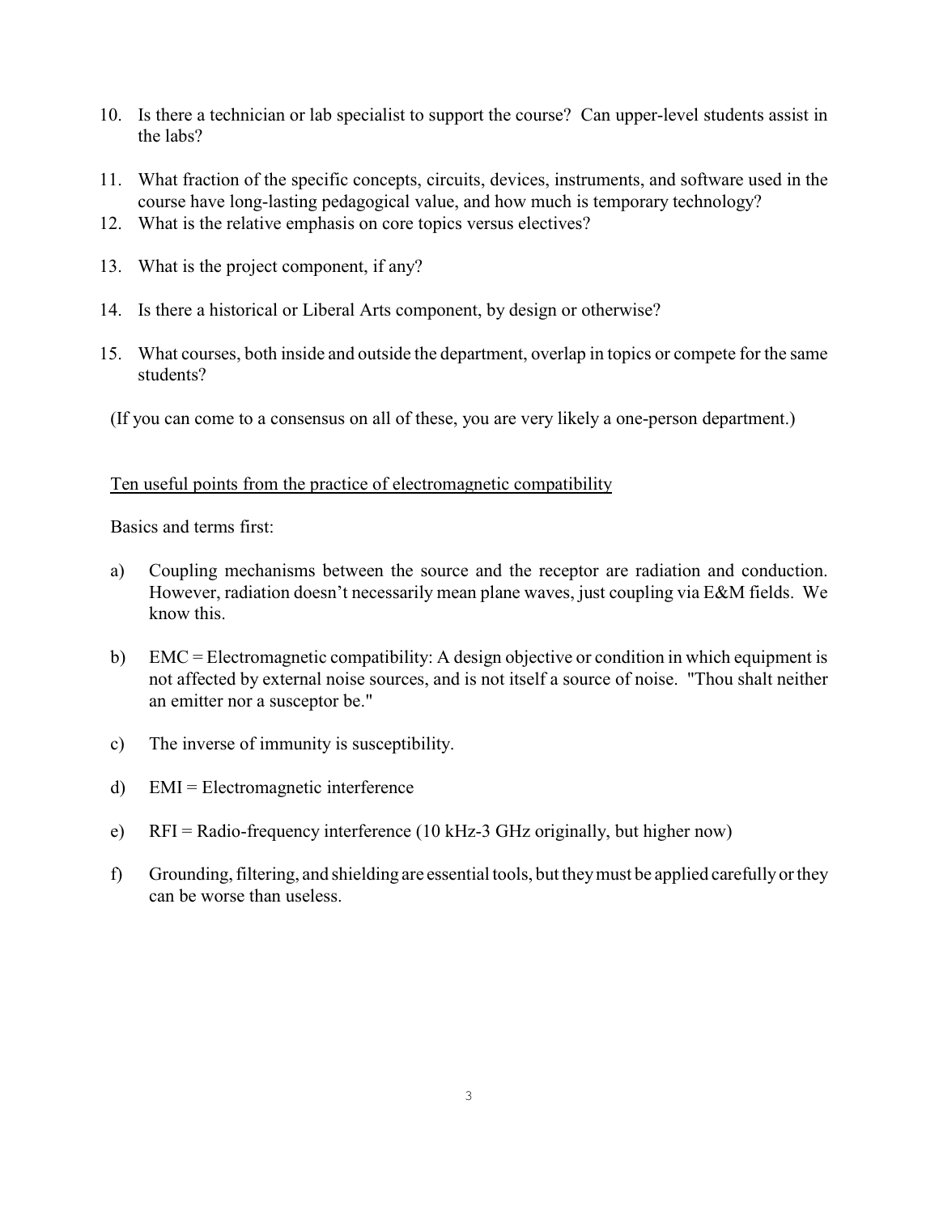10. Is there a technician or lab specialist to support the course? Can upper-level students assist in the labs?

11. What fraction of the specific concepts, circuits, devices, instruments, and software used in the course have long-lasting pedagogical value, and how much is temporary technology?
12. What is the relative emphasis on core topics versus electives?

13. What is the project component, if any?

14. Is there a historical or Liberal Arts component, by design or otherwise?

15. What courses, both inside and outside the department, overlap in topics or compete for the same students?

(If you can come to a consensus on all of these, you are very likely a one-person department.)

<u>Ten useful points from the practice of electromagnetic compatibility</u>

Basics and terms first:

a) Coupling mechanisms between the source and the receptor are radiation and conduction. However, radiation doesn't necessarily mean plane waves, just coupling via E&M fields. We know this.

b) EMC = Electromagnetic compatibility: A design objective or condition in which equipment is not affected by external noise sources, and is not itself a source of noise. "Thou shalt neither an emitter nor a susceptor be."

c) The inverse of immunity is susceptibility.

d) EMI = Electromagnetic interference

e) RFI = Radio-frequency interference (10 kHz-3 GHz originally, but higher now)

f) Grounding, filtering, and shielding are essential tools, but they must be applied carefully or they can be worse than useless.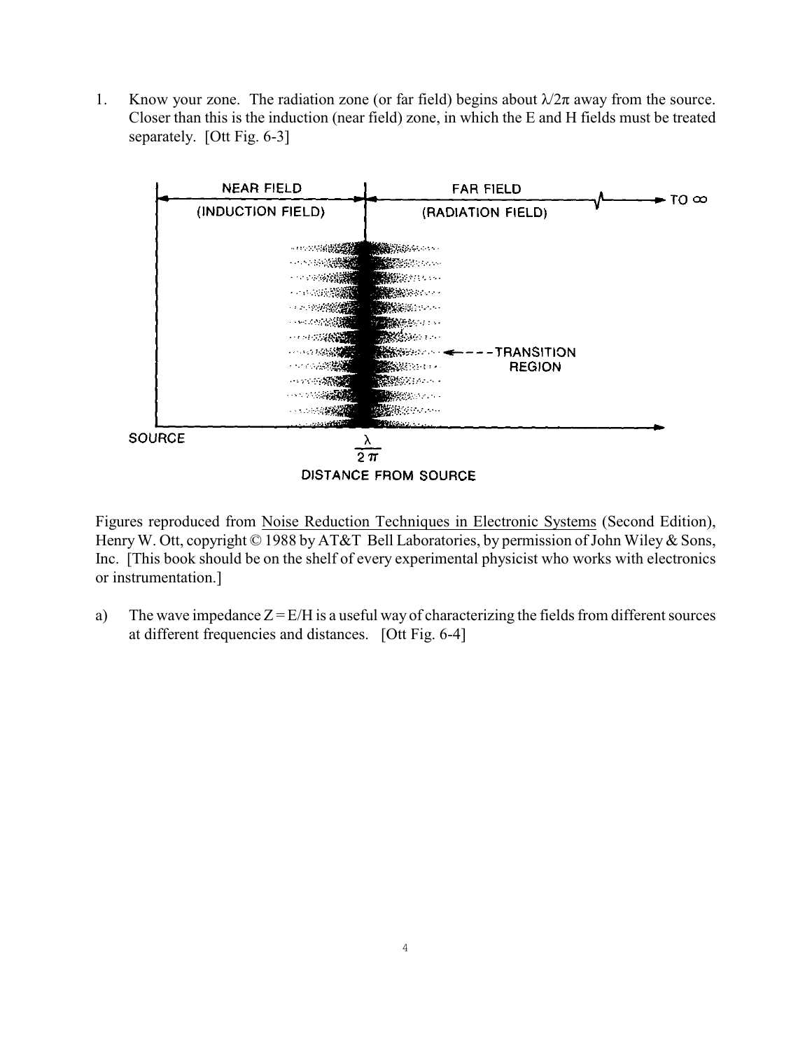1. Know your zone. The radiation zone (or far field) begins about $\lambda/2\pi$ away from the source. Closer than this is the induction (near field) zone, in which the E and H fields must be treated separately. [Ott Fig. 6-3]

Figures reproduced from Noise Reduction Techniques in Electronic Systems (Second Edition), Henry W. Ott, copyright © 1988 by AT&T Bell Laboratories, by permission of John Wiley & Sons, Inc. [This book should be on the shelf of every experimental physicist who works with electronics or instrumentation.]

a) The wave impedance $Z = E/H$ is a useful way of characterizing the fields from different sources at different frequencies and distances. [Ott Fig. 6-4]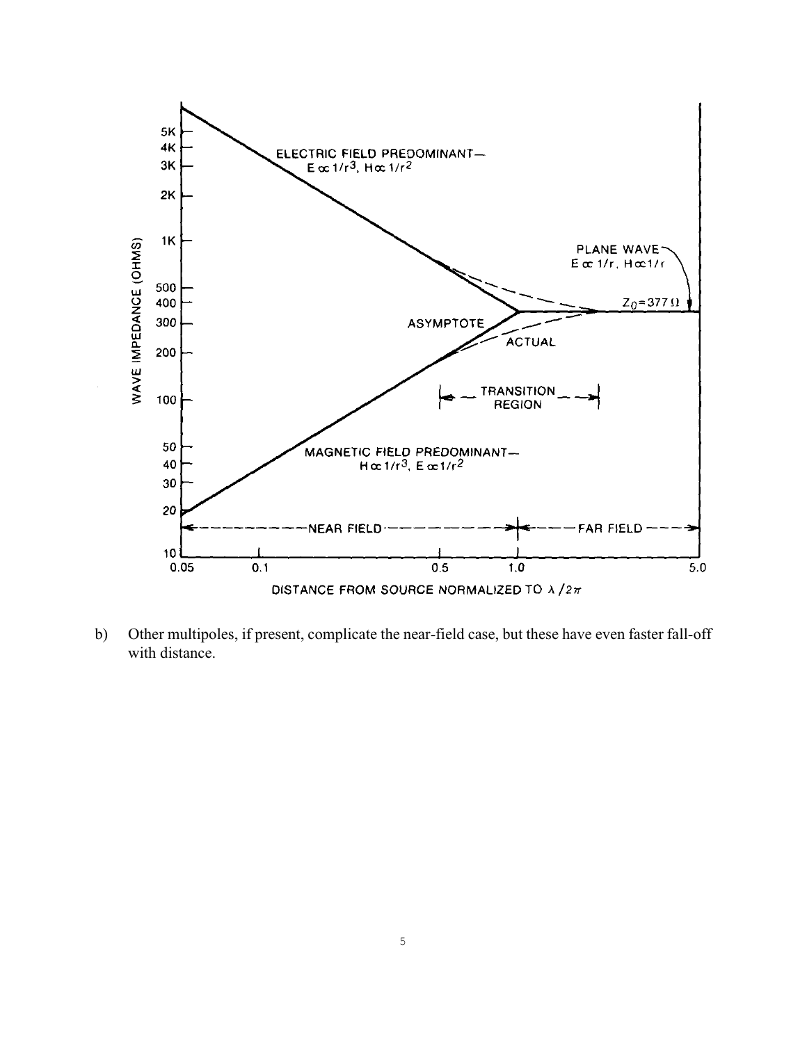b) Other multipoles, if present, complicate the near-field case, but these have even faster fall-off with distance.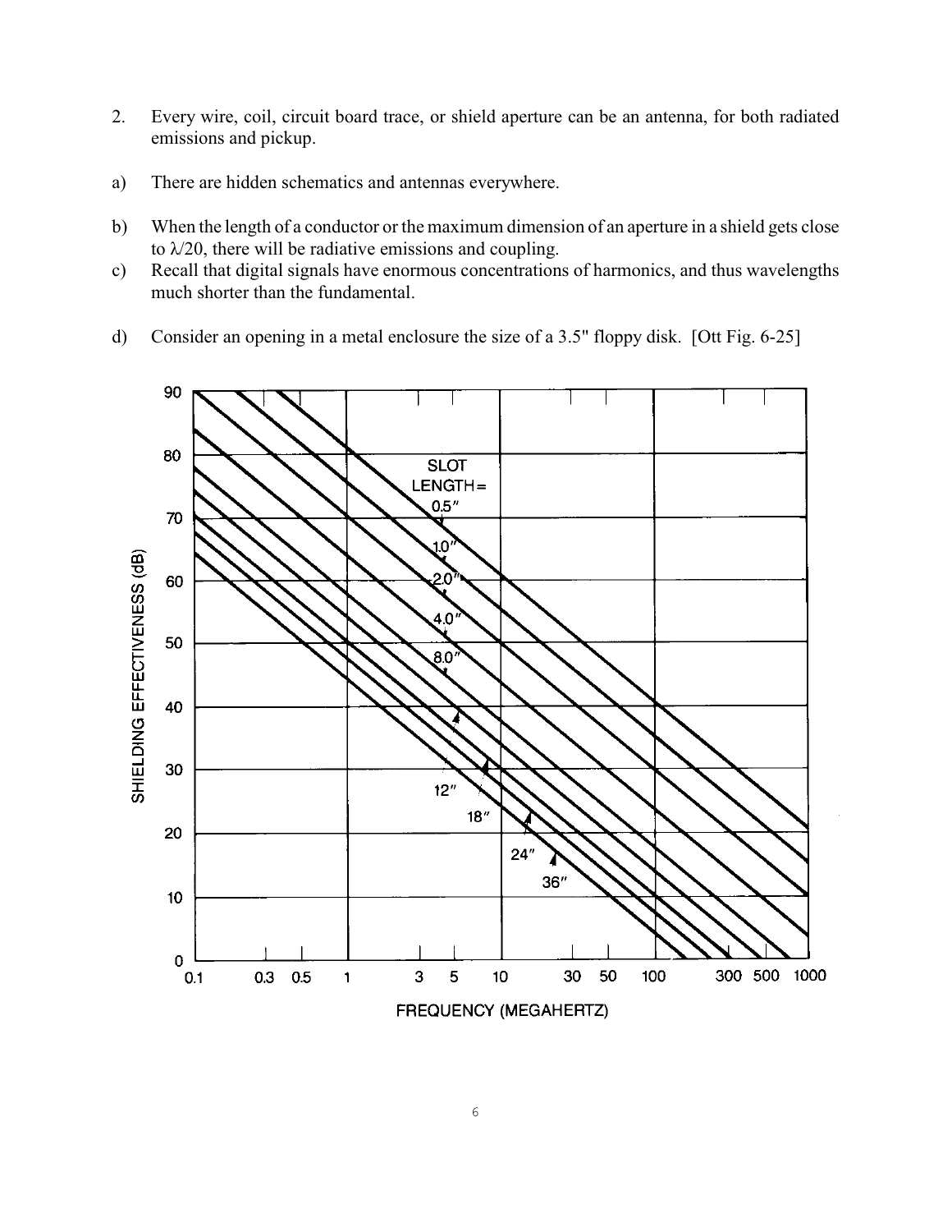2. Every wire, coil, circuit board trace, or shield aperture can be an antenna, for both radiated emissions and pickup.

a) There are hidden schematics and antennas everywhere.

b) When the length of a conductor or the maximum dimension of an aperture in a shield gets close to $\lambda/20$, there will be radiative emissions and coupling.

c) Recall that digital signals have enormous concentrations of harmonics, and thus wavelengths much shorter than the fundamental.

d) Consider an opening in a metal enclosure the size of a 3.5" floppy disk. [Ott Fig. 6-25]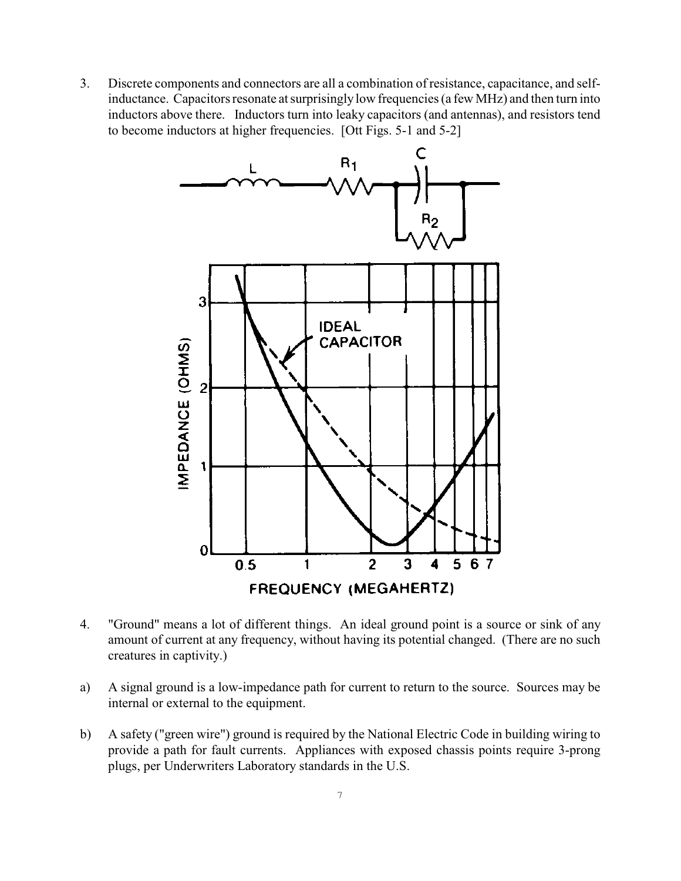3. Discrete components and connectors are all a combination of resistance, capacitance, and self-inductance. Capacitors resonate at surprisingly low frequencies (a few MHz) and then turn into inductors above there. Inductors turn into leaky capacitors (and antennas), and resistors tend to become inductors at higher frequencies. [Ott Figs. 5-1 and 5-2]

4. "Ground" means a lot of different things. An ideal ground point is a source or sink of any amount of current at any frequency, without having its potential changed. (There are no such creatures in captivity.)

a) A signal ground is a low-impedance path for current to return to the source. Sources may be internal or external to the equipment.

b) A safety ("green wire") ground is required by the National Electric Code in building wiring to provide a path for fault currents. Appliances with exposed chassis points require 3-prong plugs, per Underwriters Laboratory standards in the U.S.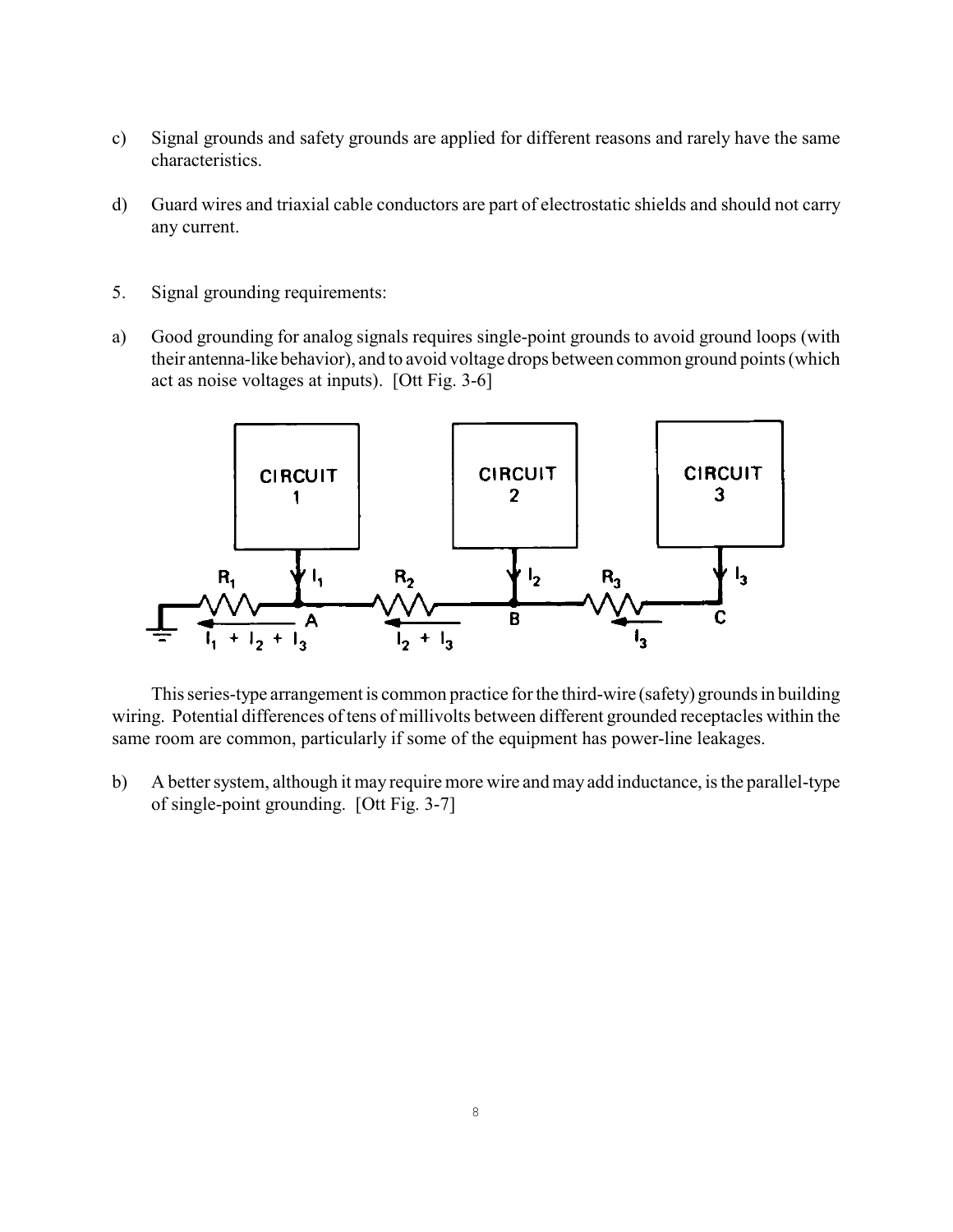c) Signal grounds and safety grounds are applied for different reasons and rarely have the same characteristics.

d) Guard wires and triaxial cable conductors are part of electrostatic shields and should not carry any current.

5. Signal grounding requirements:

a) Good grounding for analog signals requires single-point grounds to avoid ground loops (with their antenna-like behavior), and to avoid voltage drops between common ground points (which act as noise voltages at inputs). [Ott Fig. 3-6]

This series-type arrangement is common practice for the third-wire (safety) grounds in building wiring. Potential differences of tens of millivolts between different grounded receptacles within the same room are common, particularly if some of the equipment has power-line leakages.

b) A better system, although it may require more wire and may add inductance, is the parallel-type of single-point grounding. [Ott Fig. 3-7]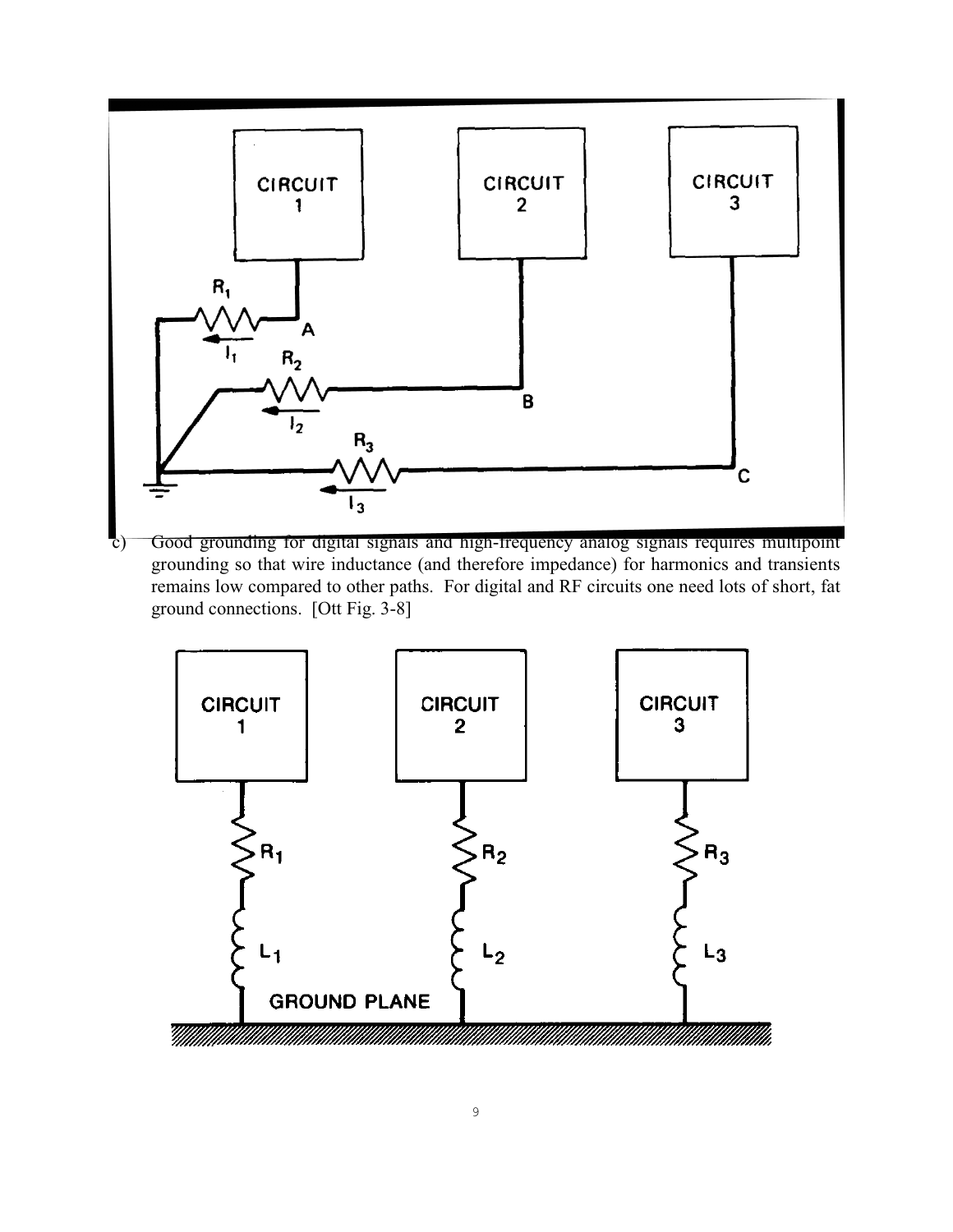c) Good grounding for digital signals and high-frequency analog signals requires multipoint grounding so that wire inductance (and therefore impedance) for harmonics and transients remains low compared to other paths. For digital and RF circuits one need lots of short, fat ground connections. [Ott Fig. 3-8]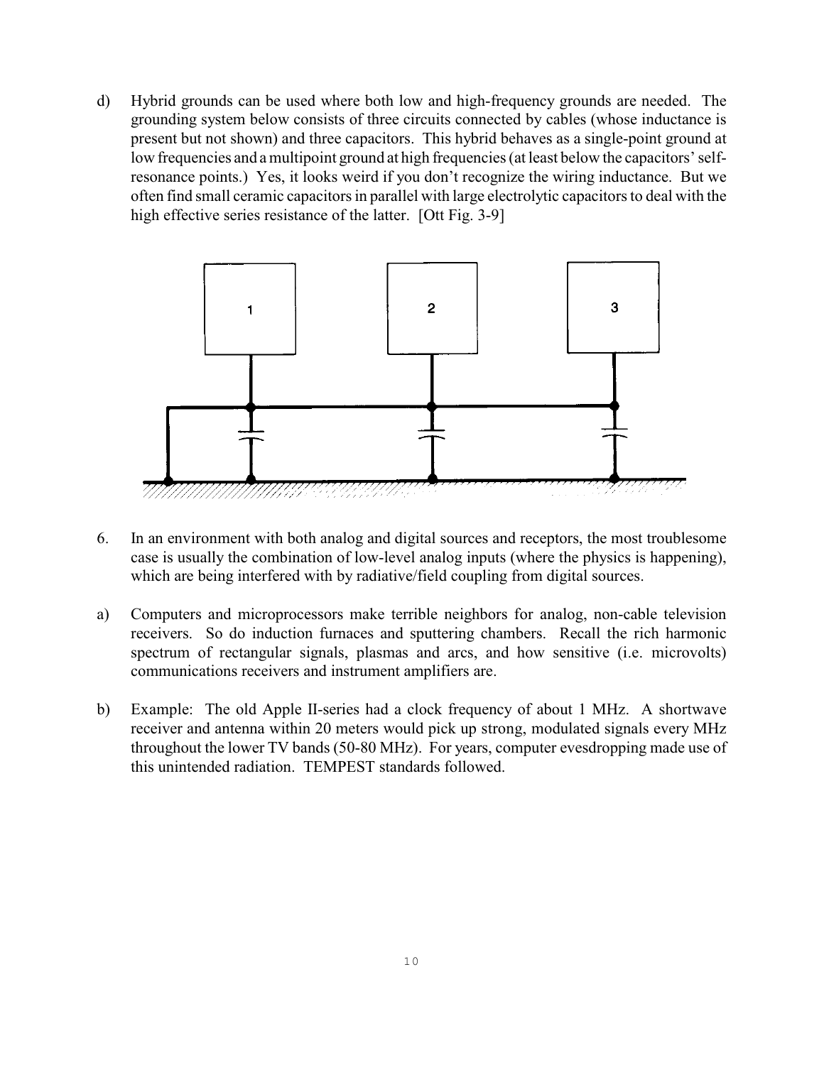d) Hybrid grounds can be used where both low and high-frequency grounds are needed. The grounding system below consists of three circuits connected by cables (whose inductance is present but not shown) and three capacitors. This hybrid behaves as a single-point ground at low frequencies and a multipoint ground at high frequencies (at least below the capacitors' self-resonance points.) Yes, it looks weird if you don't recognize the wiring inductance. But we often find small ceramic capacitors in parallel with large electrolytic capacitors to deal with the high effective series resistance of the latter. [Ott Fig. 3-9]

6. In an environment with both analog and digital sources and receptors, the most troublesome case is usually the combination of low-level analog inputs (where the physics is happening), which are being interfered with by radiative/field coupling from digital sources.

a) Computers and microprocessors make terrible neighbors for analog, non-cable television receivers. So do induction furnaces and sputtering chambers. Recall the rich harmonic spectrum of rectangular signals, plasmas and arcs, and how sensitive (i.e. microvolts) communications receivers and instrument amplifiers are.

b) Example: The old Apple II-series had a clock frequency of about 1 MHz. A shortwave receiver and antenna within 20 meters would pick up strong, modulated signals every MHz throughout the lower TV bands (50-80 MHz). For years, computer evesdropping made use of this unintended radiation. TEMPEST standards followed.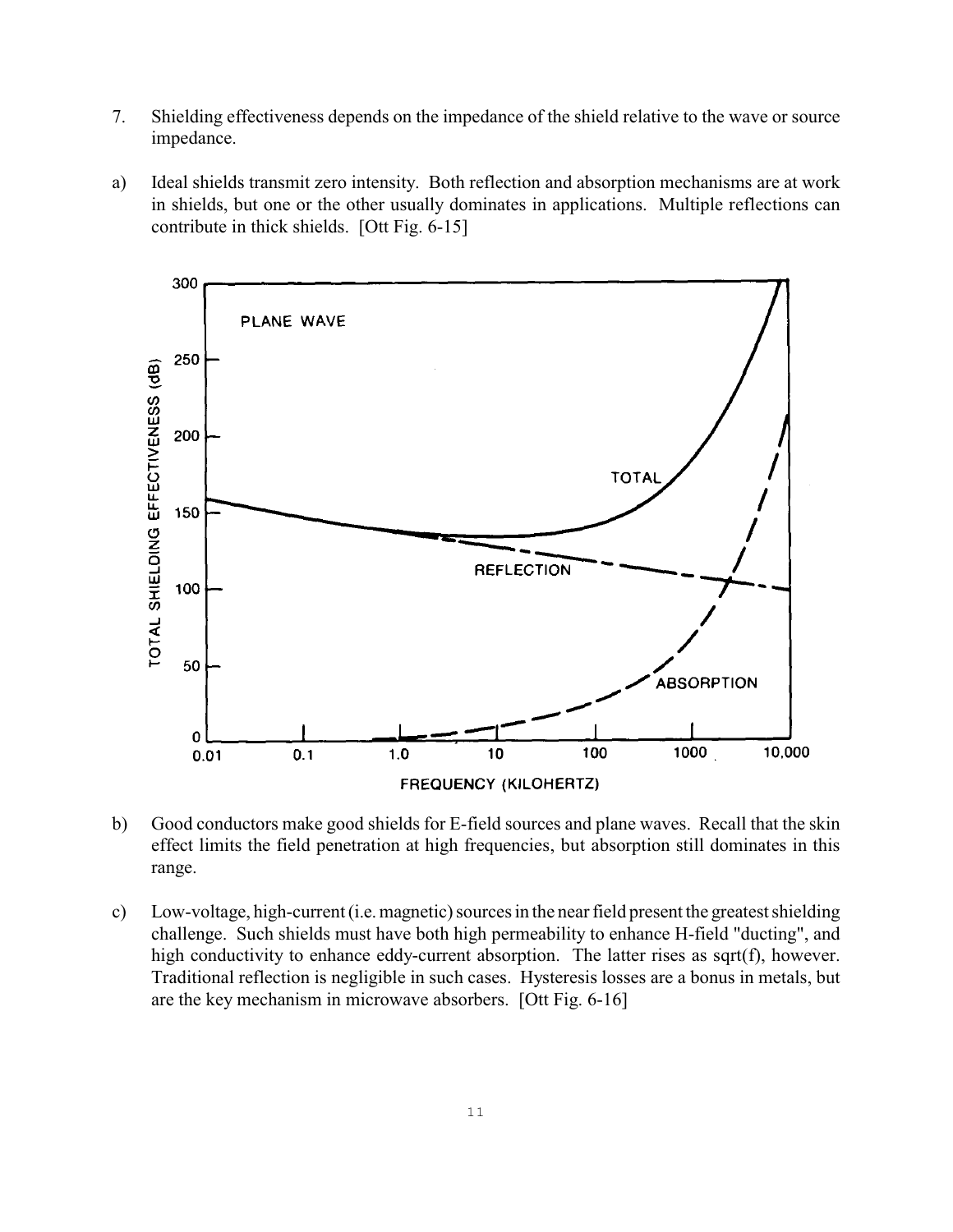7. Shielding effectiveness depends on the impedance of the shield relative to the wave or source impedance.

a) Ideal shields transmit zero intensity. Both reflection and absorption mechanisms are at work in shields, but one or the other usually dominates in applications. Multiple reflections can contribute in thick shields. [Ott Fig. 6-15]

b) Good conductors make good shields for E-field sources and plane waves. Recall that the skin effect limits the field penetration at high frequencies, but absorption still dominates in this range.

c) Low-voltage, high-current (i.e. magnetic) sources in the near field present the greatest shielding challenge. Such shields must have both high permeability to enhance H-field "ducting", and high conductivity to enhance eddy-current absorption. The latter rises as sqrt(f), however. Traditional reflection is negligible in such cases. Hysteresis losses are a bonus in metals, but are the key mechanism in microwave absorbers. [Ott Fig. 6-16]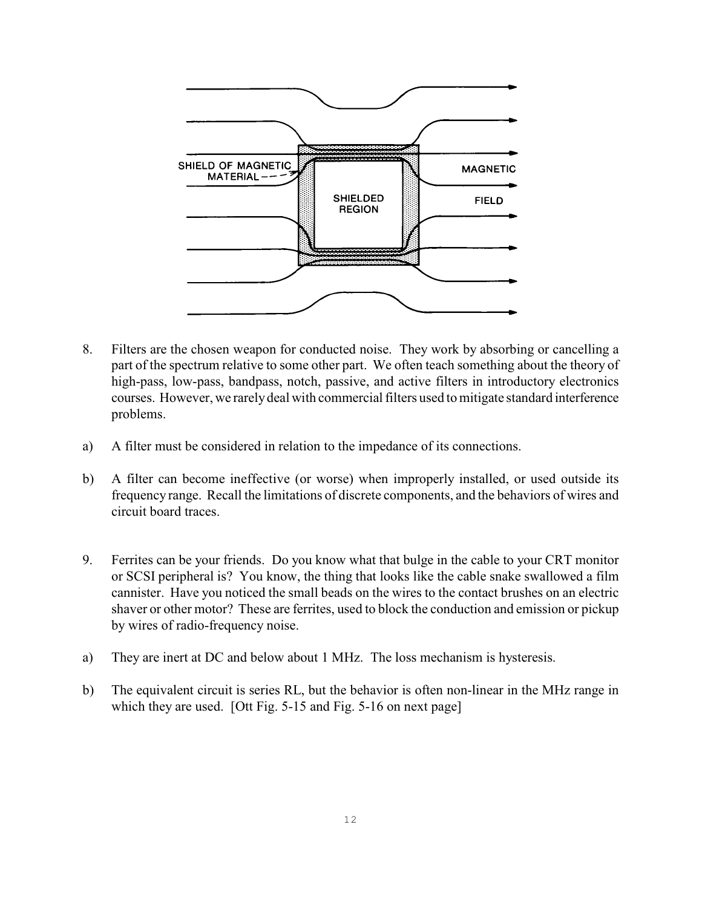8. Filters are the chosen weapon for conducted noise. They work by absorbing or cancelling a part of the spectrum relative to some other part. We often teach something about the theory of high-pass, low-pass, bandpass, notch, passive, and active filters in introductory electronics courses. However, we rarely deal with commercial filters used to mitigate standard interference problems.

a) A filter must be considered in relation to the impedance of its connections.

b) A filter can become ineffective (or worse) when improperly installed, or used outside its frequency range. Recall the limitations of discrete components, and the behaviors of wires and circuit board traces.

9. Ferrites can be your friends. Do you know what that bulge in the cable to your CRT monitor or SCSI peripheral is? You know, the thing that looks like the cable snake swallowed a film cannister. Have you noticed the small beads on the wires to the contact brushes on an electric shaver or other motor? These are ferrites, used to block the conduction and emission or pickup by wires of radio-frequency noise.

a) They are inert at DC and below about 1 MHz. The loss mechanism is hysteresis.

b) The equivalent circuit is series RL, but the behavior is often non-linear in the MHz range in which they are used. [Ott Fig. 5-15 and Fig. 5-16 on next page]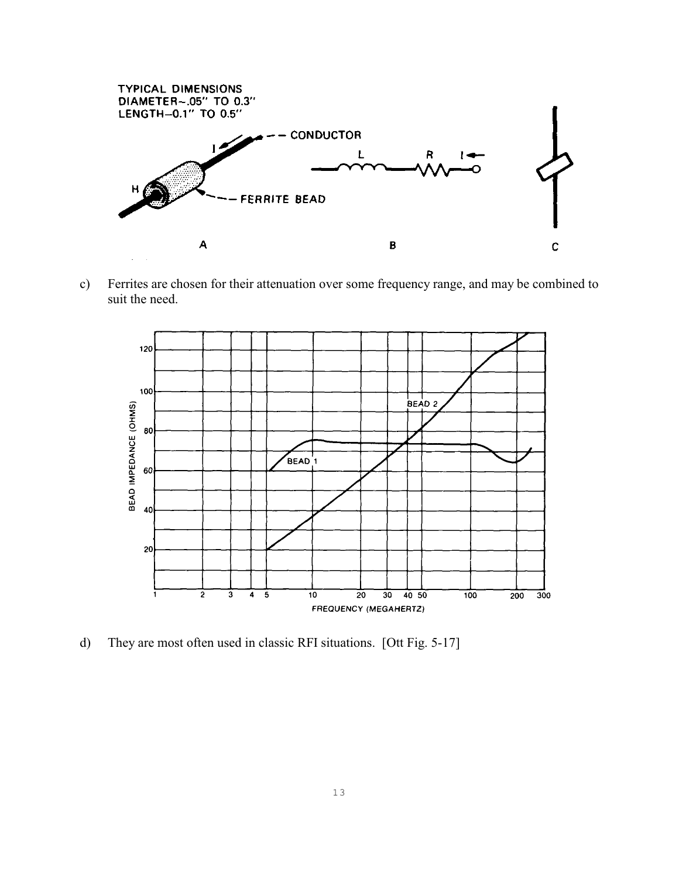c) Ferrites are chosen for their attenuation over some frequency range, and may be combined to suit the need.

d) They are most often used in classic RFI situations. [Ott Fig. 5-17]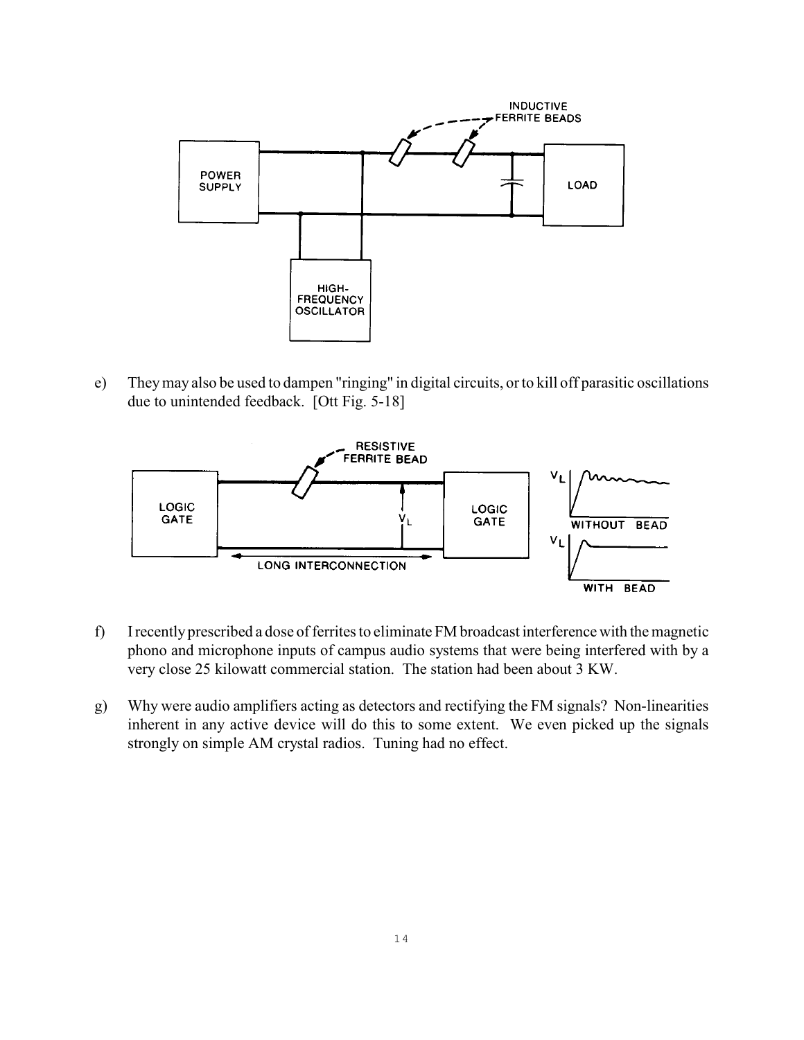e) They may also be used to dampen "ringing" in digital circuits, or to kill off parasitic oscillations due to unintended feedback. [Ott Fig. 5-18]

f) I recently prescribed a dose of ferrites to eliminate FM broadcast interference with the magnetic phono and microphone inputs of campus audio systems that were being interfered with by a very close 25 kilowatt commercial station. The station had been about 3 KW.

g) Why were audio amplifiers acting as detectors and rectifying the FM signals? Non-linearities inherent in any active device will do this to some extent. We even picked up the signals strongly on simple AM crystal radios. Tuning had no effect.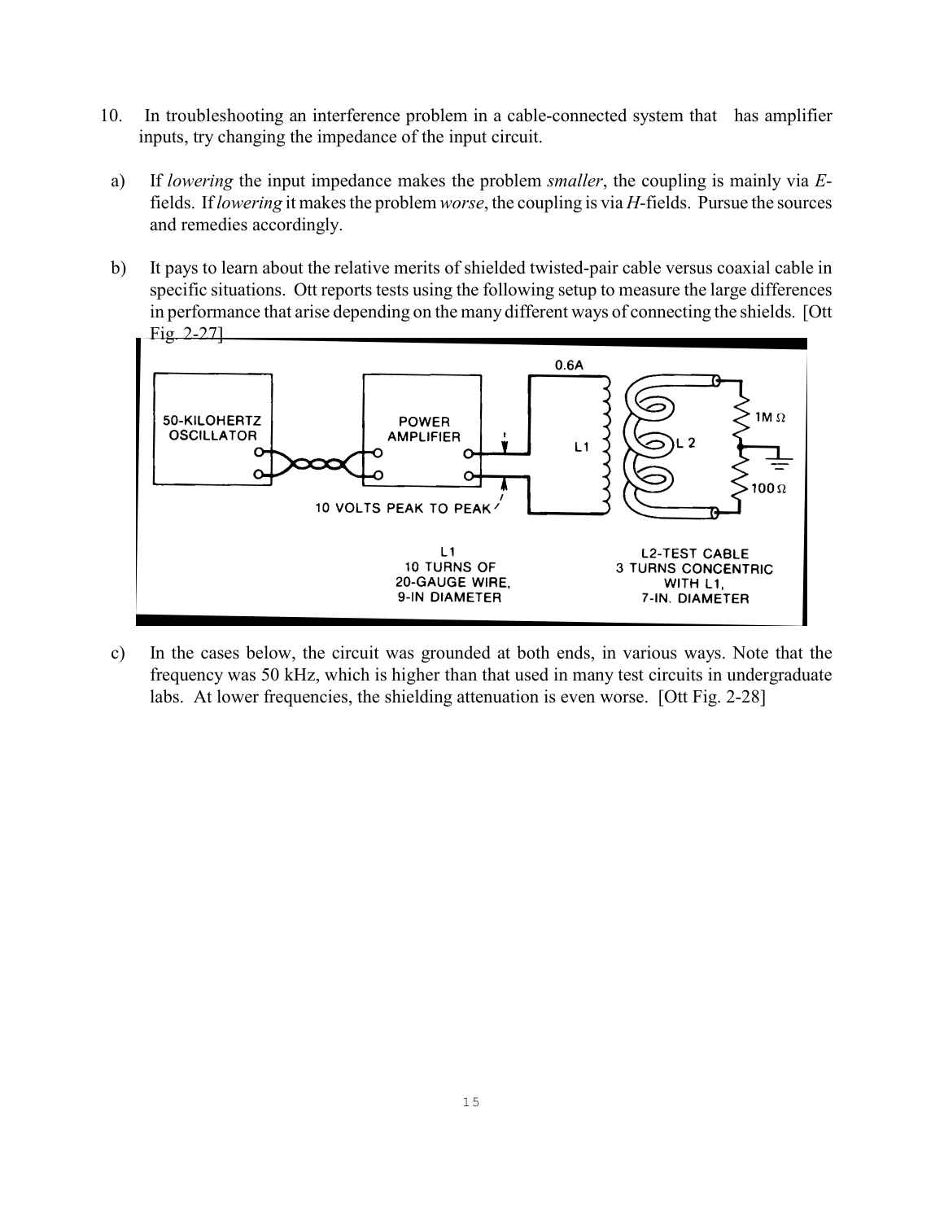10. In troubleshooting an interference problem in a cable-connected system that has amplifier inputs, try changing the impedance of the input circuit.

 a) If *lowering* the input impedance makes the problem *smaller*, the coupling is mainly via *E*-fields. If *lowering* it makes the problem *worse*, the coupling is via *H*-fields. Pursue the sources and remedies accordingly.

 b) It pays to learn about the relative merits of shielded twisted-pair cable versus coaxial cable in specific situations. Ott reports tests using the following setup to measure the large differences in performance that arise depending on the many different ways of connecting the shields. [Ott Fig. 2-27]

 c) In the cases below, the circuit was grounded at both ends, in various ways. Note that the frequency was 50 kHz, which is higher than that used in many test circuits in undergraduate labs. At lower frequencies, the shielding attenuation is even worse. [Ott Fig. 2-28]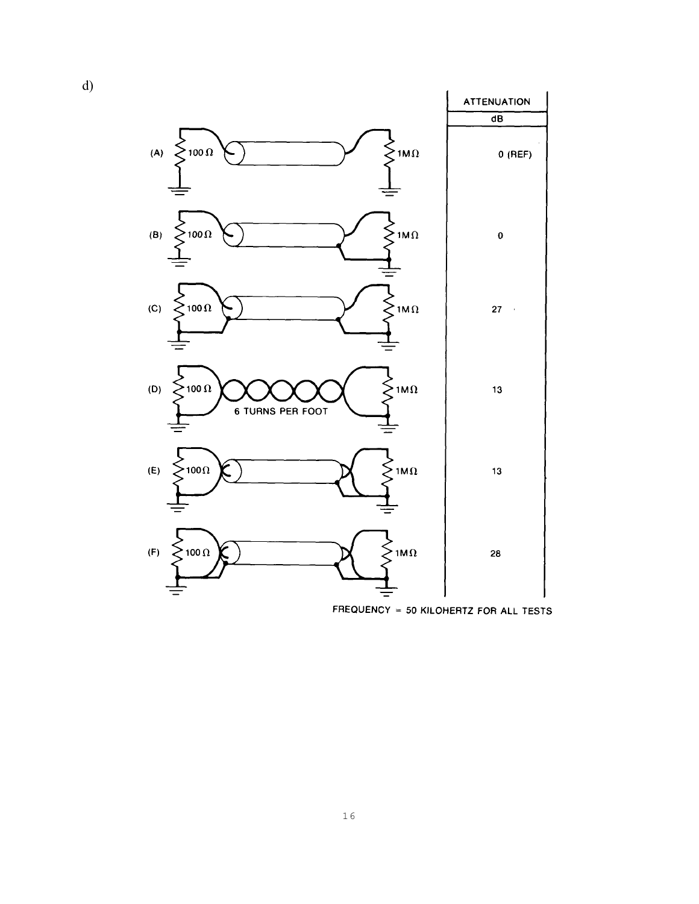d)

| | ATTENUATION dB |
|---|---|
| (A) 100 Ω — 1MΩ | 0 (REF) |
| (B) 100 Ω — 1MΩ | 0 |
| (C) 100 Ω — 1MΩ | 27 |
| (D) 100 Ω — 1MΩ, 6 TURNS PER FOOT | 13 |
| (E) 100 Ω — 1MΩ | 13 |
| (F) 100 Ω — 1MΩ | 28 |

FREQUENCY = 50 KILOHERTZ FOR ALL TESTS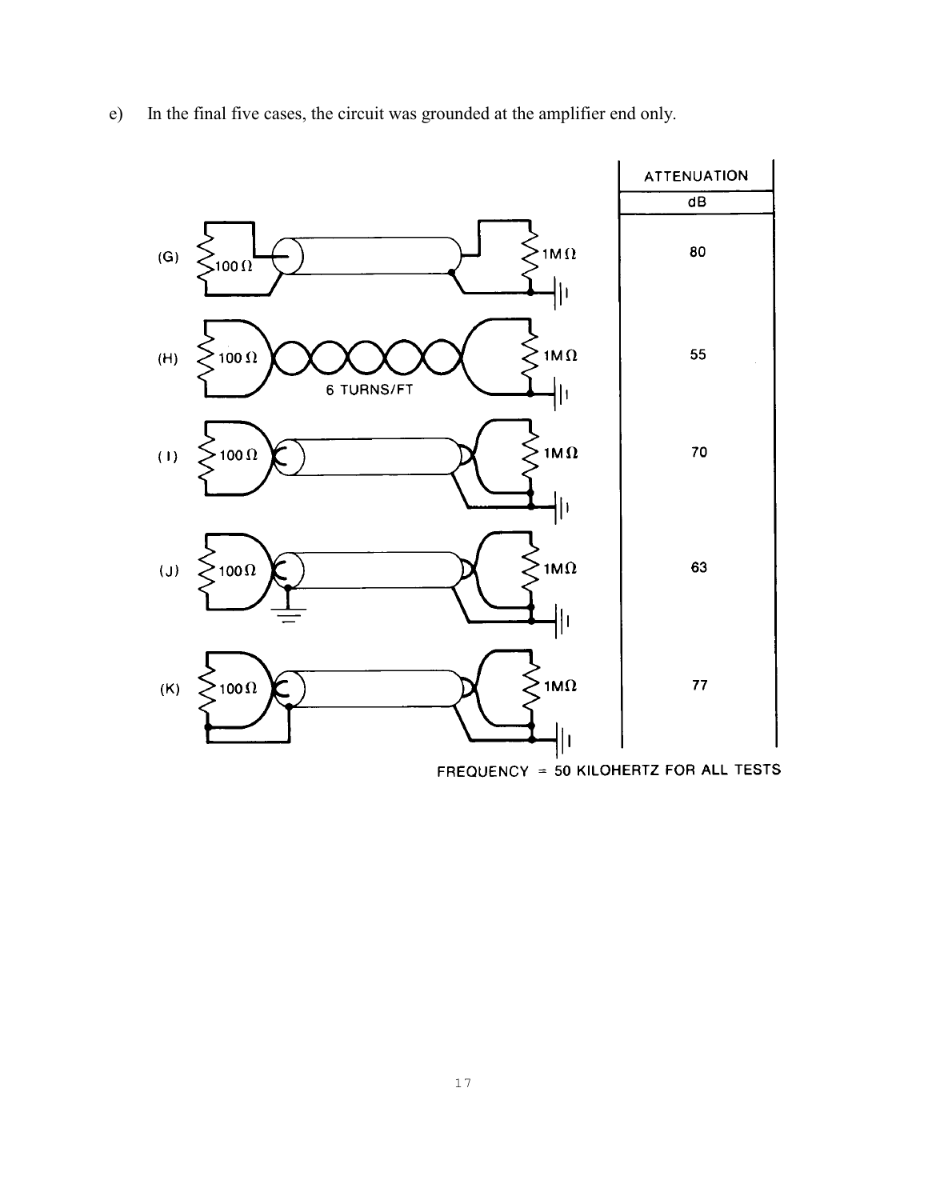e) In the final five cases, the circuit was grounded at the amplifier end only.

ATTENUATION

dB

(G) 100 Ω 1M Ω 80

(H) 100 Ω 6 TURNS/FT 1M Ω 55

(I) 100 Ω 1M Ω 70

(J) 100 Ω 1M Ω 63

(K) 100 Ω 1M Ω 77

FREQUENCY = 50 KILOHERTZ FOR ALL TESTS